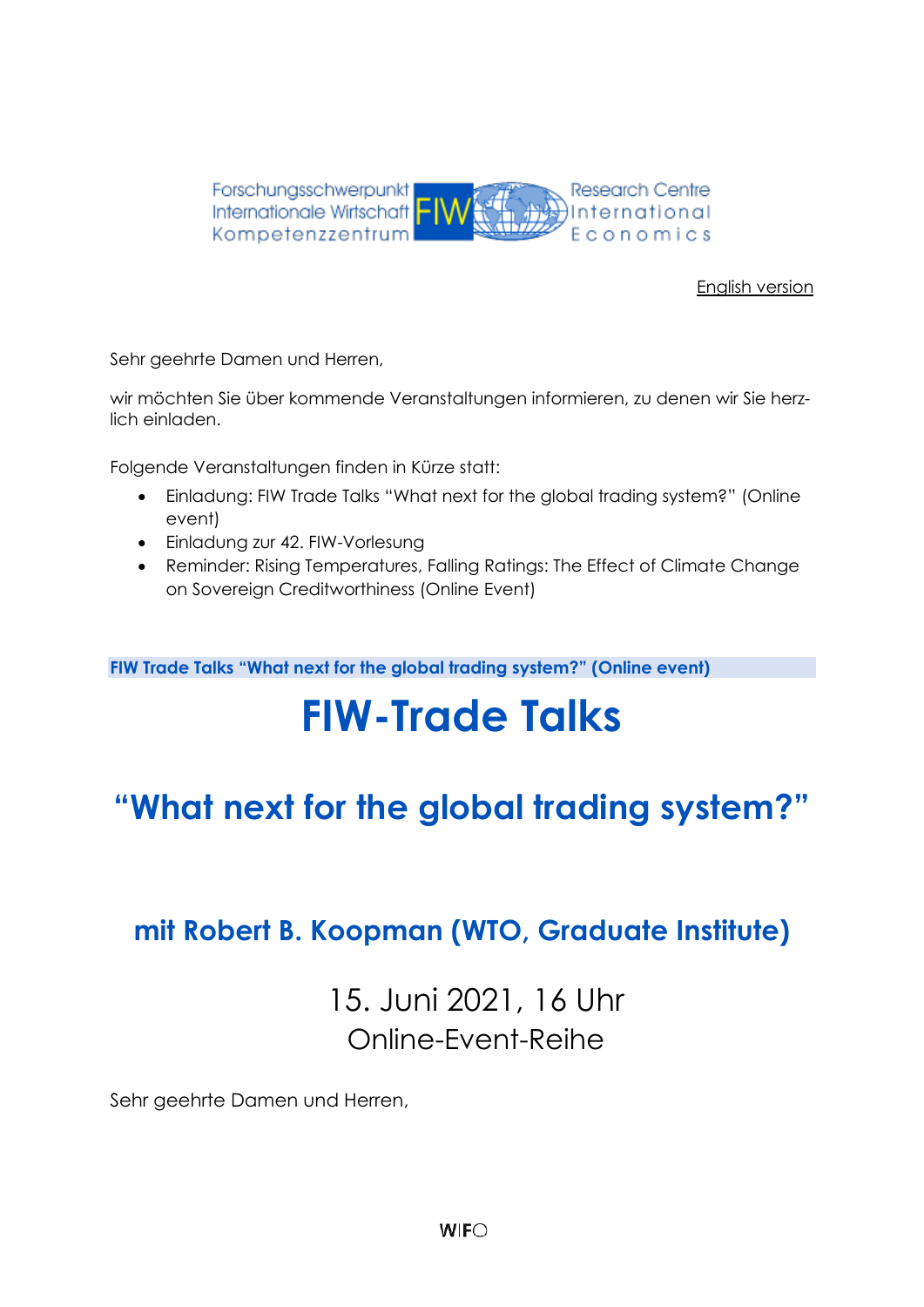Forschungsschwerpunkt Internationale Wirtschaft Kompetenzzentrum FIW Research Centre International Economics

English version

Sehr geehrte Damen und Herren,

wir möchten Sie über kommende Veranstaltungen informieren, zu denen wir Sie herzlich einladen.

Folgende Veranstaltungen finden in Kürze statt:

- Einladung: FIW Trade Talks "What next for the global trading system?" (Online event)
- Einladung zur 42. FIW-Vorlesung
- Reminder: Rising Temperatures, Falling Ratings: The Effect of Climate Change on Sovereign Creditworthiness (Online Event)

**FIW Trade Talks "What next for the global trading system?" (Online event)**

# FIW-Trade Talks

## "What next for the global trading system?"

### mit Robert B. Koopman (WTO, Graduate Institute)

15. Juni 2021, 16 Uhr
Online-Event-Reihe

Sehr geehrte Damen und Herren,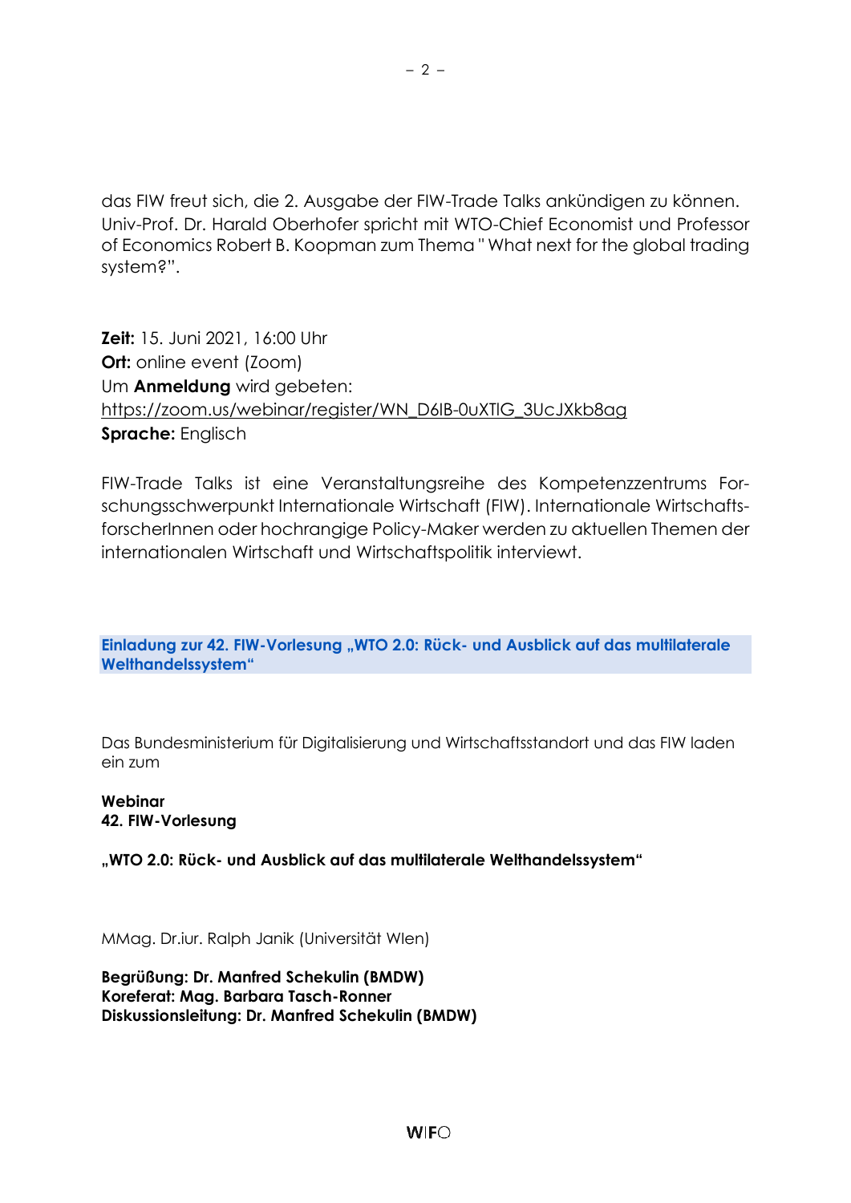das FIW freut sich, die 2. Ausgabe der FIW-Trade Talks ankündigen zu können. Univ-Prof. Dr. Harald Oberhofer spricht mit WTO-Chief Economist und Professor of Economics Robert B. Koopman zum Thema " What next for the global trading system?".

**Zeit:** 15. Juni 2021, 16:00 Uhr
**Ort:** online event (Zoom)
Um **Anmeldung** wird gebeten:
https://zoom.us/webinar/register/WN_D6IB-0uXTlG_3UcJXkb8ag
**Sprache:** Englisch

FIW-Trade Talks ist eine Veranstaltungsreihe des Kompetenzzentrums Forschungsschwerpunkt Internationale Wirtschaft (FIW). Internationale WirtschaftsforscherInnen oder hochrangige Policy-Maker werden zu aktuellen Themen der internationalen Wirtschaft und Wirtschaftspolitik interviewt.

## Einladung zur 42. FIW-Vorlesung „WTO 2.0: Rück- und Ausblick auf das multilaterale Welthandelssystem"

Das Bundesministerium für Digitalisierung und Wirtschaftsstandort und das FIW laden ein zum

**Webinar**
**42. FIW-Vorlesung**

**„WTO 2.0: Rück- und Ausblick auf das multilaterale Welthandelssystem"**

MMag. Dr.iur. Ralph Janik (Universität WIen)

**Begrüßung: Dr. Manfred Schekulin (BMDW)**
**Koreferat: Mag. Barbara Tasch-Ronner**
**Diskussionsleitung: Dr. Manfred Schekulin (BMDW)**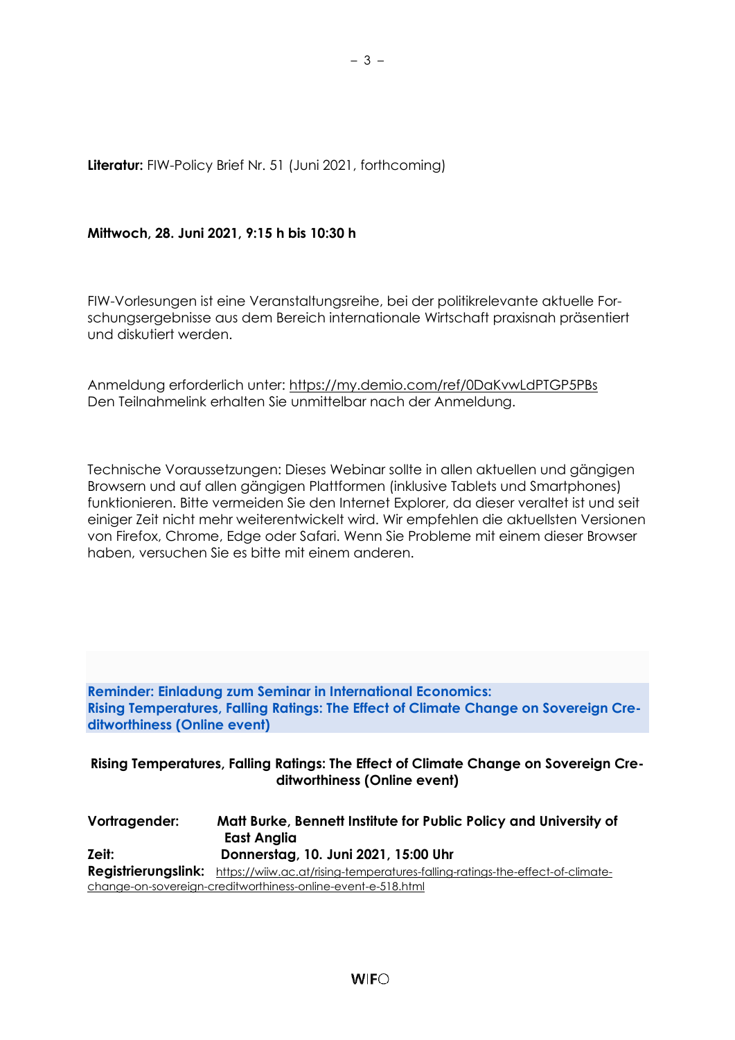**Literatur:** FIW-Policy Brief Nr. 51 (Juni 2021, forthcoming)

**Mittwoch, 28. Juni 2021, 9:15 h bis 10:30 h**

FIW-Vorlesungen ist eine Veranstaltungsreihe, bei der politikrelevante aktuelle Forschungsergebnisse aus dem Bereich internationale Wirtschaft praxisnah präsentiert und diskutiert werden.

Anmeldung erforderlich unter: https://my.demio.com/ref/0DaKvwLdPTGP5PBs
Den Teilnahmelink erhalten Sie unmittelbar nach der Anmeldung.

Technische Voraussetzungen: Dieses Webinar sollte in allen aktuellen und gängigen Browsern und auf allen gängigen Plattformen (inklusive Tablets und Smartphones) funktionieren. Bitte vermeiden Sie den Internet Explorer, da dieser veraltet ist und seit einiger Zeit nicht mehr weiterentwickelt wird. Wir empfehlen die aktuellsten Versionen von Firefox, Chrome, Edge oder Safari. Wenn Sie Probleme mit einem dieser Browser haben, versuchen Sie es bitte mit einem anderen.

## Reminder: Einladung zum Seminar in International Economics: Rising Temperatures, Falling Ratings: The Effect of Climate Change on Sovereign Creditworthiness (Online event)

**Rising Temperatures, Falling Ratings: The Effect of Climate Change on Sovereign Creditworthiness (Online event)**

**Vortragender:** **Matt Burke, Bennett Institute for Public Policy and University of East Anglia**
**Zeit:** **Donnerstag, 10. Juni 2021, 15:00 Uhr**
**Registrierungslink:** https://wiiw.ac.at/rising-temperatures-falling-ratings-the-effect-of-climate-change-on-sovereign-creditworthiness-online-event-e-518.html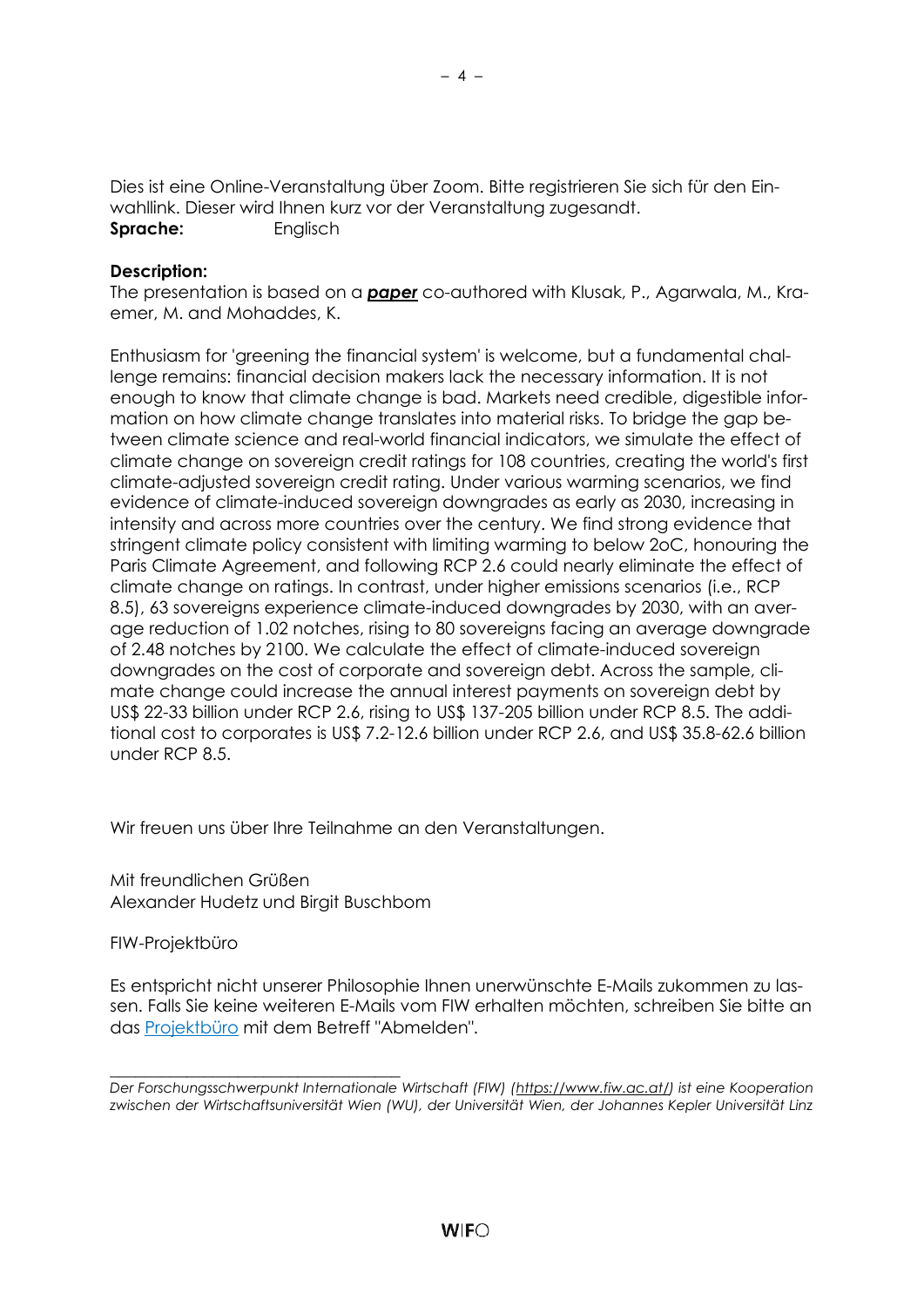Dies ist eine Online-Veranstaltung über Zoom. Bitte registrieren Sie sich für den Einwahllink. Dieser wird Ihnen kurz vor der Veranstaltung zugesandt.
**Sprache:** Englisch

**Description:**
The presentation is based on a ***paper*** co-authored with Klusak, P., Agarwala, M., Kraemer, M. and Mohaddes, K.

Enthusiasm for 'greening the financial system' is welcome, but a fundamental challenge remains: financial decision makers lack the necessary information. It is not enough to know that climate change is bad. Markets need credible, digestible information on how climate change translates into material risks. To bridge the gap between climate science and real-world financial indicators, we simulate the effect of climate change on sovereign credit ratings for 108 countries, creating the world's first climate-adjusted sovereign credit rating. Under various warming scenarios, we find evidence of climate-induced sovereign downgrades as early as 2030, increasing in intensity and across more countries over the century. We find strong evidence that stringent climate policy consistent with limiting warming to below 2oC, honouring the Paris Climate Agreement, and following RCP 2.6 could nearly eliminate the effect of climate change on ratings. In contrast, under higher emissions scenarios (i.e., RCP 8.5), 63 sovereigns experience climate-induced downgrades by 2030, with an average reduction of 1.02 notches, rising to 80 sovereigns facing an average downgrade of 2.48 notches by 2100. We calculate the effect of climate-induced sovereign downgrades on the cost of corporate and sovereign debt. Across the sample, climate change could increase the annual interest payments on sovereign debt by US$ 22-33 billion under RCP 2.6, rising to US$ 137-205 billion under RCP 8.5. The additional cost to corporates is US$ 7.2-12.6 billion under RCP 2.6, and US$ 35.8-62.6 billion under RCP 8.5.

Wir freuen uns über Ihre Teilnahme an den Veranstaltungen.

Mit freundlichen Grüßen
Alexander Hudetz und Birgit Buschbom

FIW-Projektbüro

Es entspricht nicht unserer Philosophie Ihnen unerwünschte E-Mails zukommen zu lassen. Falls Sie keine weiteren E-Mails vom FIW erhalten möchten, schreiben Sie bitte an das Projektbüro mit dem Betreff "Abmelden".

---

*Der Forschungsschwerpunkt Internationale Wirtschaft (FIW) (https://www.fiw.ac.at/) ist eine Kooperation zwischen der Wirtschaftsuniversität Wien (WU), der Universität Wien, der Johannes Kepler Universität Linz*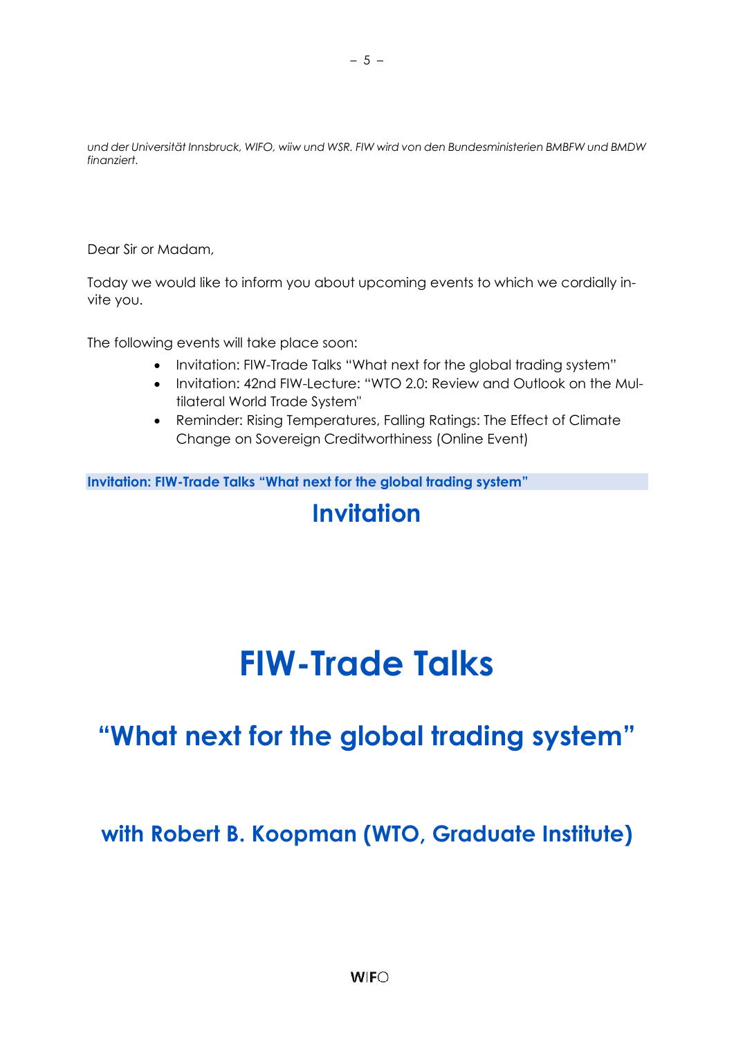*und der Universität Innsbruck, WIFO, wiiw und WSR. FIW wird von den Bundesministerien BMBFW und BMDW finanziert.*

Dear Sir or Madam,

Today we would like to inform you about upcoming events to which we cordially invite you.

The following events will take place soon:

- Invitation: FIW-Trade Talks "What next for the global trading system"
- Invitation: 42nd FIW-Lecture: "WTO 2.0: Review and Outlook on the Multilateral World Trade System"
- Reminder: Rising Temperatures, Falling Ratings: The Effect of Climate Change on Sovereign Creditworthiness (Online Event)

**Invitation: FIW-Trade Talks "What next for the global trading system"**

## Invitation

# FIW-Trade Talks

## "What next for the global trading system"

### with Robert B. Koopman (WTO, Graduate Institute)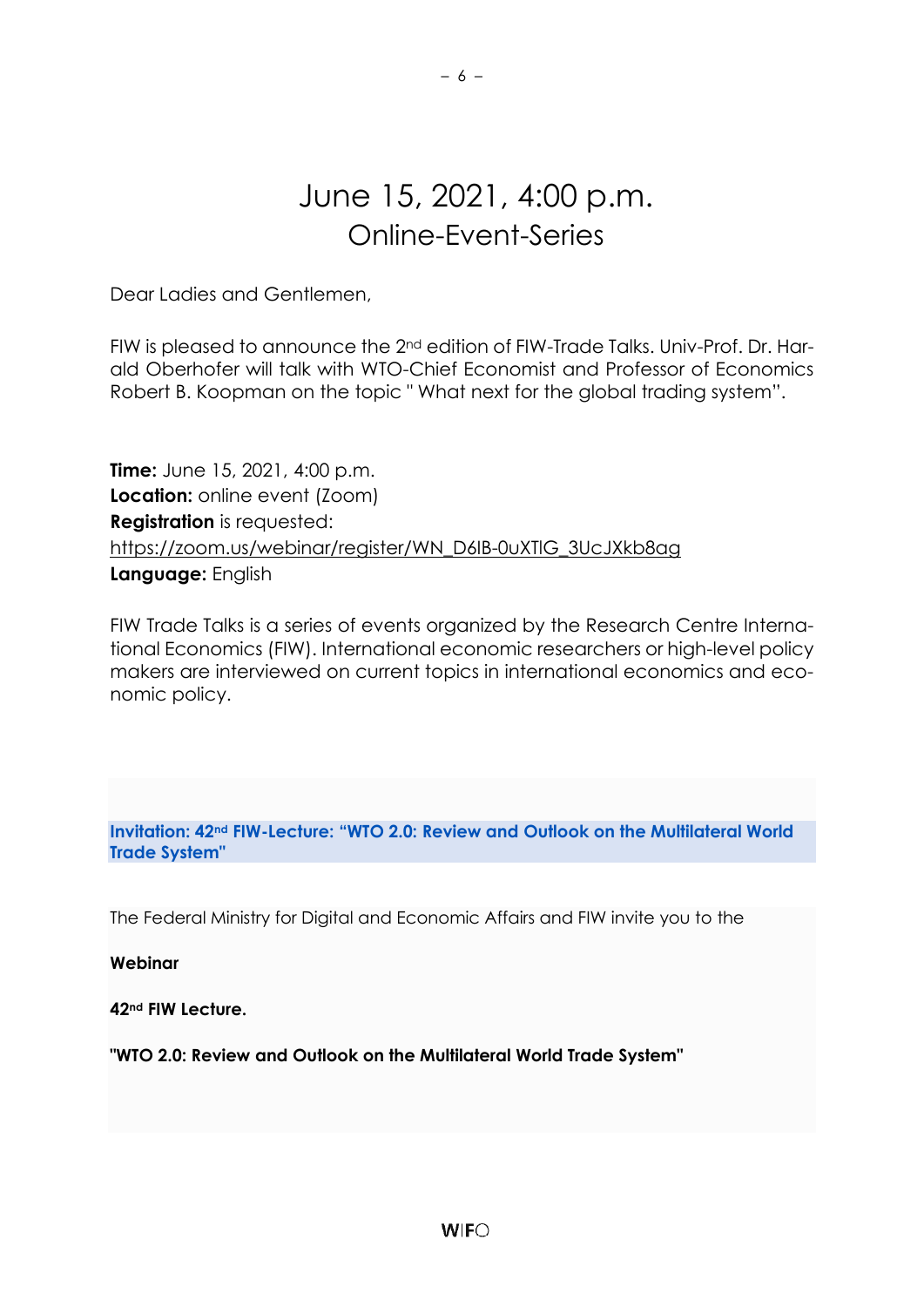# June 15, 2021, 4:00 p.m.
## Online-Event-Series

Dear Ladies and Gentlemen,

FIW is pleased to announce the 2nd edition of FIW-Trade Talks. Univ-Prof. Dr. Harald Oberhofer will talk with WTO-Chief Economist and Professor of Economics Robert B. Koopman on the topic " What next for the global trading system".

**Time:** June 15, 2021, 4:00 p.m.
**Location:** online event (Zoom)
**Registration** is requested:
https://zoom.us/webinar/register/WN_D6IB-0uXTlG_3UcJXkb8ag
**Language:** English

FIW Trade Talks is a series of events organized by the Research Centre International Economics (FIW). International economic researchers or high-level policy makers are interviewed on current topics in international economics and economic policy.

**Invitation: 42nd FIW-Lecture: "WTO 2.0: Review and Outlook on the Multilateral World Trade System"**

The Federal Ministry for Digital and Economic Affairs and FIW invite you to the

**Webinar**

**42nd FIW Lecture.**

**"WTO 2.0: Review and Outlook on the Multilateral World Trade System"**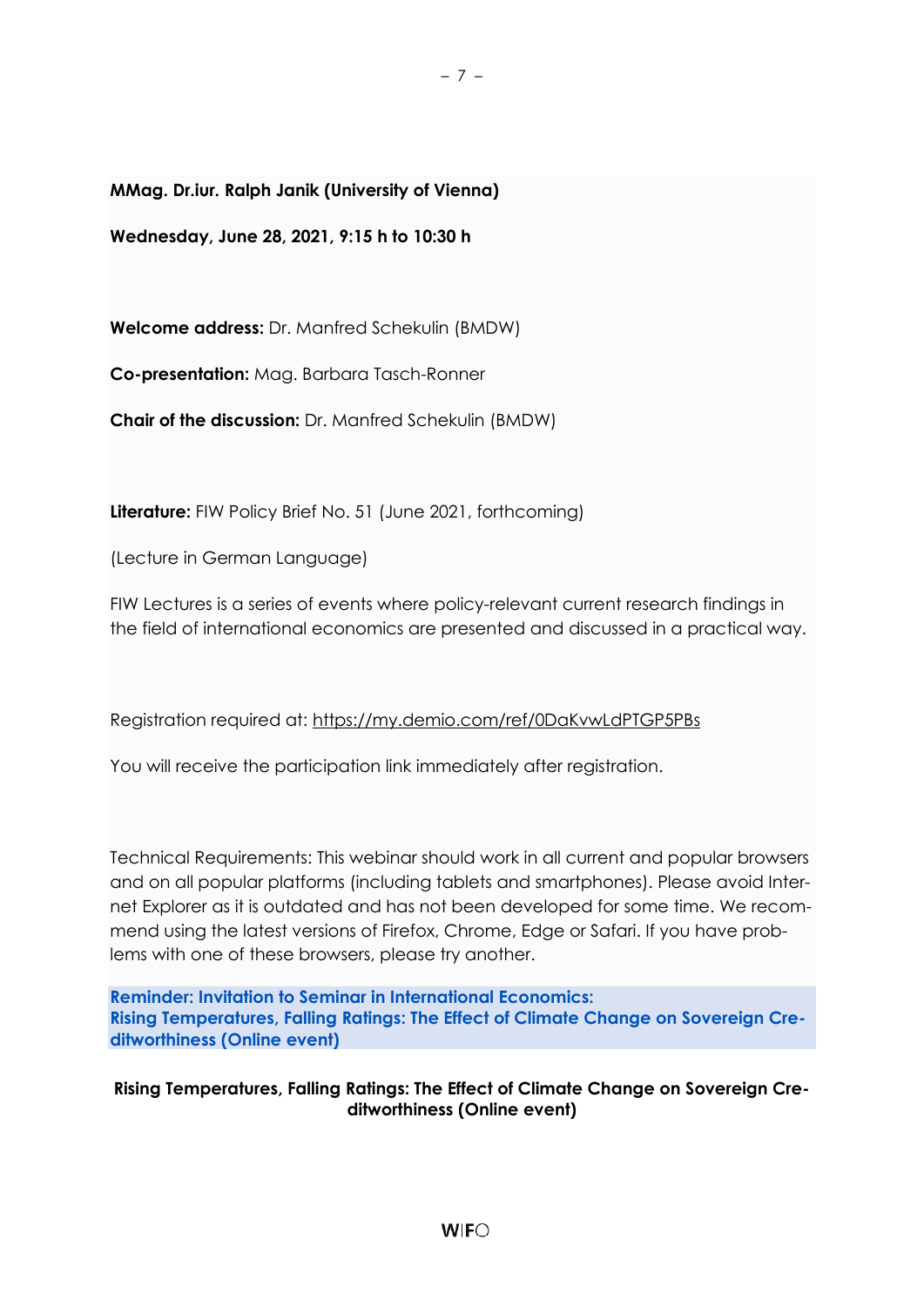**MMag. Dr.iur. Ralph Janik (University of Vienna)**

**Wednesday, June 28, 2021, 9:15 h to 10:30 h**

**Welcome address:** Dr. Manfred Schekulin (BMDW)

**Co-presentation:** Mag. Barbara Tasch-Ronner

**Chair of the discussion:** Dr. Manfred Schekulin (BMDW)

**Literature:** FIW Policy Brief No. 51 (June 2021, forthcoming)

(Lecture in German Language)

FIW Lectures is a series of events where policy-relevant current research findings in the field of international economics are presented and discussed in a practical way.

Registration required at: https://my.demio.com/ref/0DaKvwLdPTGP5PBs

You will receive the participation link immediately after registration.

Technical Requirements: This webinar should work in all current and popular browsers and on all popular platforms (including tablets and smartphones). Please avoid Internet Explorer as it is outdated and has not been developed for some time. We recommend using the latest versions of Firefox, Chrome, Edge or Safari. If you have problems with one of these browsers, please try another.

## Reminder: Invitation to Seminar in International Economics: Rising Temperatures, Falling Ratings: The Effect of Climate Change on Sovereign Creditworthiness (Online event)

**Rising Temperatures, Falling Ratings: The Effect of Climate Change on Sovereign Creditworthiness (Online event)**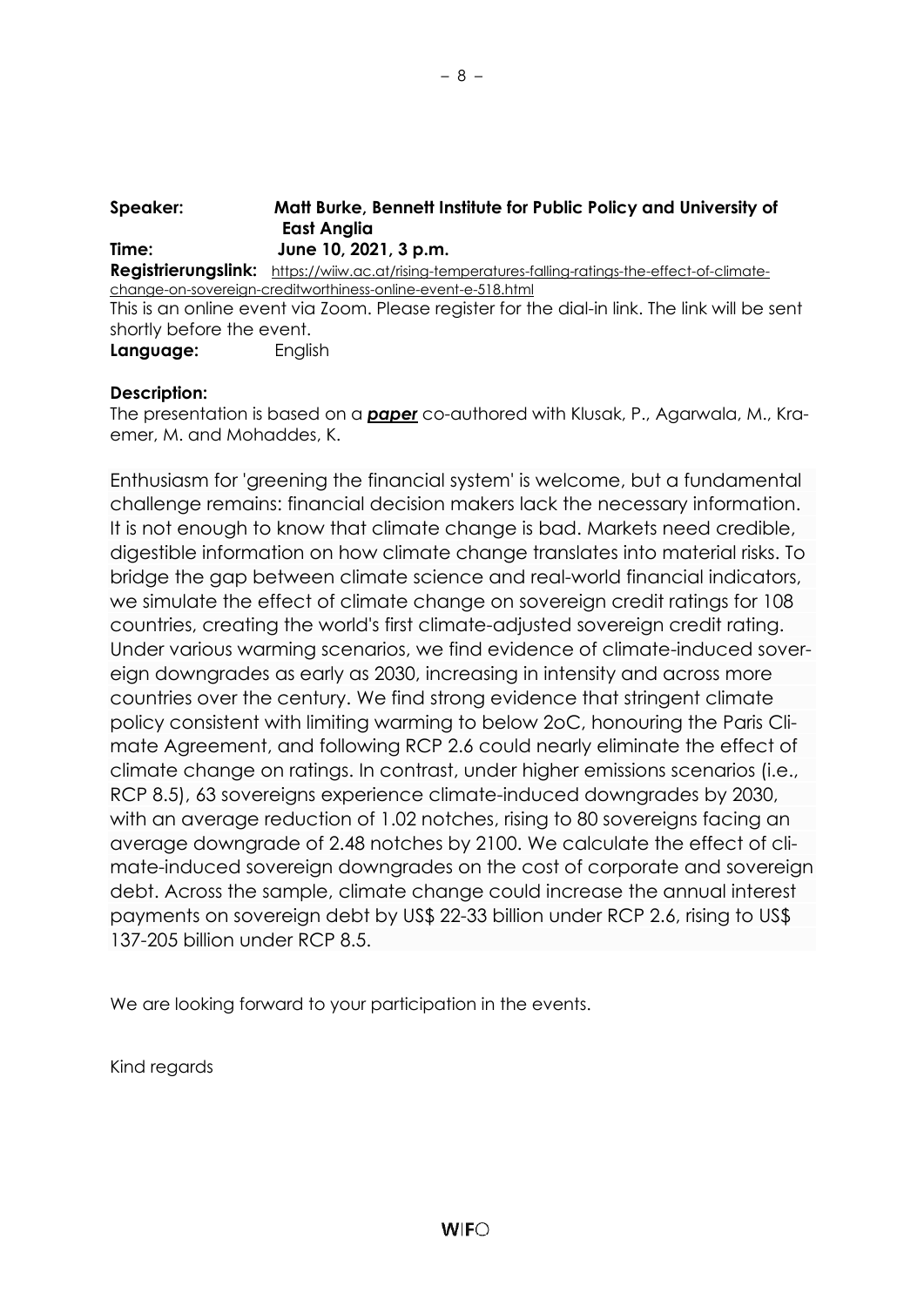**Speaker:** **Matt Burke, Bennett Institute for Public Policy and University of East Anglia**

**Time:** **June 10, 2021, 3 p.m.**

**Registrierungslink:** https://wiiw.ac.at/rising-temperatures-falling-ratings-the-effect-of-climate-change-on-sovereign-creditworthiness-online-event-e-518.html

This is an online event via Zoom. Please register for the dial-in link. The link will be sent shortly before the event.

**Language:** English

**Description:**

The presentation is based on a ***paper*** co-authored with Klusak, P., Agarwala, M., Kraemer, M. and Mohaddes, K.

Enthusiasm for 'greening the financial system' is welcome, but a fundamental challenge remains: financial decision makers lack the necessary information. It is not enough to know that climate change is bad. Markets need credible, digestible information on how climate change translates into material risks. To bridge the gap between climate science and real-world financial indicators, we simulate the effect of climate change on sovereign credit ratings for 108 countries, creating the world's first climate-adjusted sovereign credit rating. Under various warming scenarios, we find evidence of climate-induced sovereign downgrades as early as 2030, increasing in intensity and across more countries over the century. We find strong evidence that stringent climate policy consistent with limiting warming to below 2oC, honouring the Paris Climate Agreement, and following RCP 2.6 could nearly eliminate the effect of climate change on ratings. In contrast, under higher emissions scenarios (i.e., RCP 8.5), 63 sovereigns experience climate-induced downgrades by 2030, with an average reduction of 1.02 notches, rising to 80 sovereigns facing an average downgrade of 2.48 notches by 2100. We calculate the effect of climate-induced sovereign downgrades on the cost of corporate and sovereign debt. Across the sample, climate change could increase the annual interest payments on sovereign debt by US$ 22-33 billion under RCP 2.6, rising to US$ 137-205 billion under RCP 8.5.

We are looking forward to your participation in the events.

Kind regards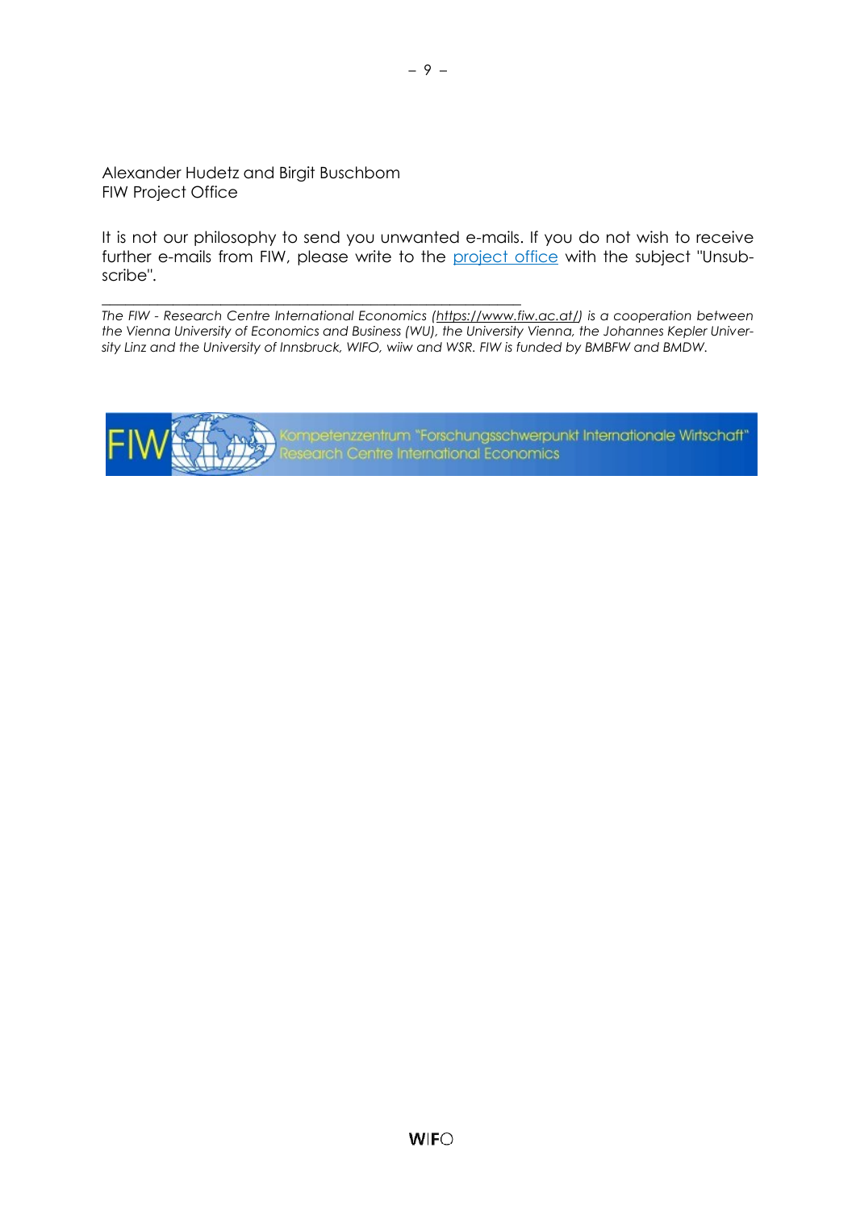Alexander Hudetz and Birgit Buschbom
FIW Project Office

It is not our philosophy to send you unwanted e-mails. If you do not wish to receive further e-mails from FIW, please write to the project office with the subject "Unsubscribe".

---

*The FIW - Research Centre International Economics (https://www.fiw.ac.at/) is a cooperation between the Vienna University of Economics and Business (WU), the University Vienna, the Johannes Kepler University Linz and the University of Innsbruck, WIFO, wiiw and WSR. FIW is funded by BMBFW and BMDW.*

FIW Kompetenzzentrum "Forschungsschwerpunkt Internationale Wirtschaft"
Research Centre International Economics